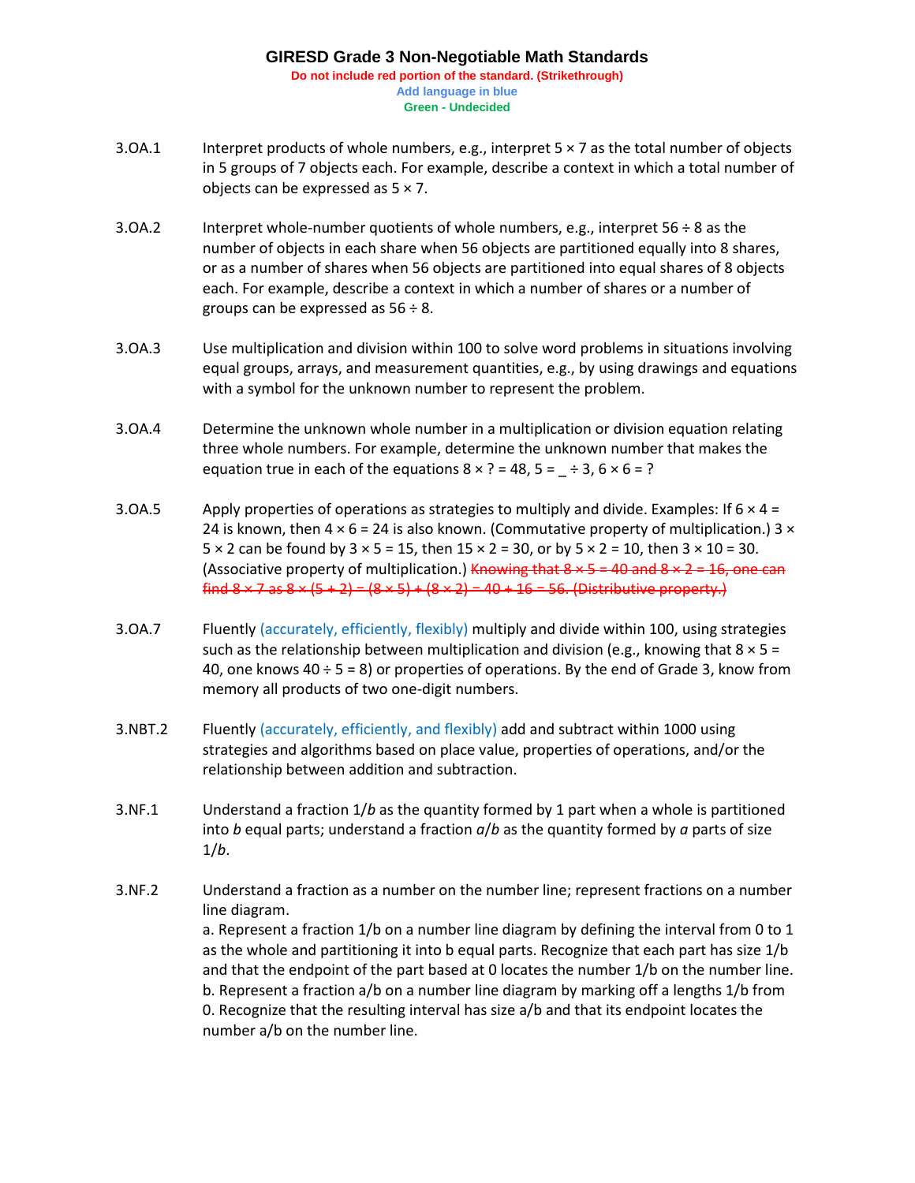# GIRESD Grade 3 Non-Negotiable Math Standards

**Do not include red portion of the standard. (Strikethrough)**
**Add language in blue**
**Green - Undecided**

**3.OA.1** Interpret products of whole numbers, e.g., interpret 5 × 7 as the total number of objects in 5 groups of 7 objects each. For example, describe a context in which a total number of objects can be expressed as 5 × 7.

**3.OA.2** Interpret whole-number quotients of whole numbers, e.g., interpret 56 ÷ 8 as the number of objects in each share when 56 objects are partitioned equally into 8 shares, or as a number of shares when 56 objects are partitioned into equal shares of 8 objects each. For example, describe a context in which a number of shares or a number of groups can be expressed as 56 ÷ 8.

**3.OA.3** Use multiplication and division within 100 to solve word problems in situations involving equal groups, arrays, and measurement quantities, e.g., by using drawings and equations with a symbol for the unknown number to represent the problem.

**3.OA.4** Determine the unknown whole number in a multiplication or division equation relating three whole numbers. For example, determine the unknown number that makes the equation true in each of the equations 8 × ? = 48, 5 = _ ÷ 3, 6 × 6 = ?

**3.OA.5** Apply properties of operations as strategies to multiply and divide. Examples: If 6 × 4 = 24 is known, then 4 × 6 = 24 is also known. (Commutative property of multiplication.) 3 × 5 × 2 can be found by 3 × 5 = 15, then 15 × 2 = 30, or by 5 × 2 = 10, then 3 × 10 = 30. (Associative property of multiplication.) ~~Knowing that 8 × 5 = 40 and 8 × 2 = 16, one can find 8 × 7 as 8 × (5 + 2) = (8 × 5) + (8 × 2) = 40 + 16 = 56. (Distributive property.)~~

**3.OA.7** Fluently (accurately, efficiently, flexibly) multiply and divide within 100, using strategies such as the relationship between multiplication and division (e.g., knowing that 8 × 5 = 40, one knows 40 ÷ 5 = 8) or properties of operations. By the end of Grade 3, know from memory all products of two one-digit numbers.

**3.NBT.2** Fluently (accurately, efficiently, and flexibly) add and subtract within 1000 using strategies and algorithms based on place value, properties of operations, and/or the relationship between addition and subtraction.

**3.NF.1** Understand a fraction $1/b$ as the quantity formed by 1 part when a whole is partitioned into $b$ equal parts; understand a fraction $a/b$ as the quantity formed by $a$ parts of size $1/b$.

**3.NF.2** Understand a fraction as a number on the number line; represent fractions on a number line diagram.
a. Represent a fraction 1/b on a number line diagram by defining the interval from 0 to 1 as the whole and partitioning it into b equal parts. Recognize that each part has size 1/b and that the endpoint of the part based at 0 locates the number 1/b on the number line.
b. Represent a fraction a/b on a number line diagram by marking off a lengths 1/b from 0. Recognize that the resulting interval has size a/b and that its endpoint locates the number a/b on the number line.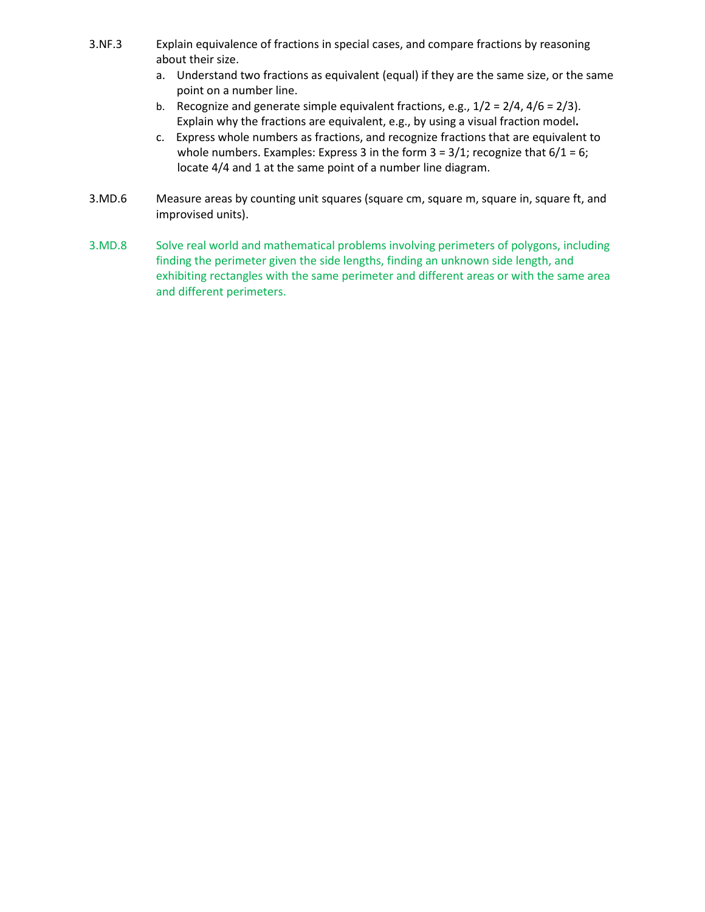3.NF.3 Explain equivalence of fractions in special cases, and compare fractions by reasoning about their size.

a. Understand two fractions as equivalent (equal) if they are the same size, or the same point on a number line.

b. Recognize and generate simple equivalent fractions, e.g., $1/2 = 2/4$, $4/6 = 2/3$). Explain why the fractions are equivalent, e.g., by using a visual fraction model**.**

c. Express whole numbers as fractions, and recognize fractions that are equivalent to whole numbers. Examples: Express 3 in the form $3 = 3/1$; recognize that $6/1 = 6$; locate 4/4 and 1 at the same point of a number line diagram.

3.MD.6 Measure areas by counting unit squares (square cm, square m, square in, square ft, and improvised units).

3.MD.8 Solve real world and mathematical problems involving perimeters of polygons, including finding the perimeter given the side lengths, finding an unknown side length, and exhibiting rectangles with the same perimeter and different areas or with the same area and different perimeters.